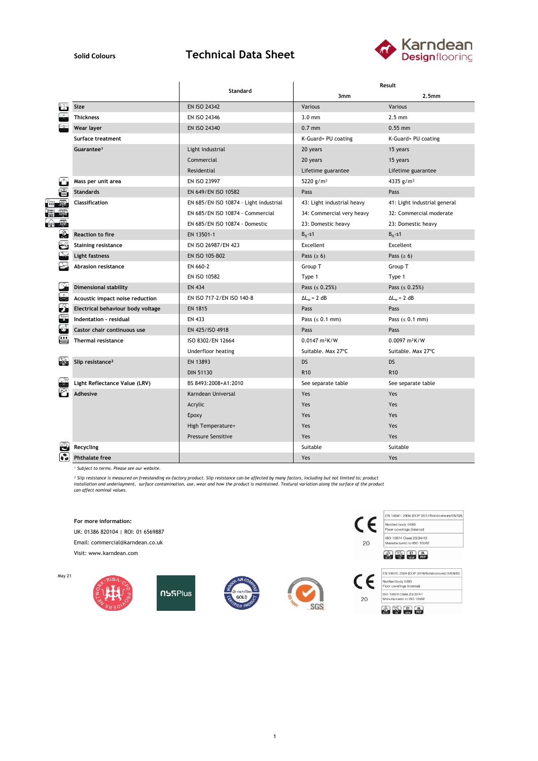Solid Colours

# Technical Data Sheet

Karndean Designflooring

| | Standard | Result | |
|---|---|---|---|
| | | 3mm | 2.5mm |
| **Size** | EN ISO 24342 | Various | Various |
| **Thickness** | EN ISO 24346 | 3.0 mm | 2.5 mm |
| **Wear layer** | EN ISO 24340 | 0.7 mm | 0.55 mm |
| **Surface treatment** | | K-Guard+ PU coating | K-Guard+ PU coating |
| **Guarantee**[1] | Light industrial | 20 years | 15 years |
| | Commercial | 20 years | 15 years |
| | Residential | Lifetime guarantee | Lifetime guarantee |
| **Mass per unit area** | EN ISO 23997 | 5220 g/m² | 4335 g/m² |
| **Standards** | EN 649/EN ISO 10582 | Pass | Pass |
| **Classification** | EN 685/EN ISO 10874 - Light industrial | 43: Light industrial heavy | 41: Light industrial general |
| | EN 685/EN ISO 10874 - Commercial | 34: Commercial very heavy | 32: Commercial moderate |
| | EN 685/EN ISO 10874 - Domestic | 23: Domestic heavy | 23: Domestic heavy |
| **Reaction to fire** | EN 13501-1 | $B_{fl}$-s1 | $B_{fl}$-s1 |
| **Staining resistance** | EN ISO 26987/EN 423 | Excellent | Excellent |
| **Light fastness** | EN ISO 105-B02 | Pass (≥ 6) | Pass (≥ 6) |
| **Abrasion resistance** | EN 660-2 | Group T | Group T |
| | EN 10582 | Type 1 | Type 1 |
| **Dimensional stability** | EN 434 | Pass (≤ 0.25%) | Pass (≤ 0.25%) |
| **Acoustic impact noise reduction** | EN ISO 717-2/EN ISO 140-8 | $\Delta L_w$ = 2 dB | $\Delta L_w$ = 2 dB |
| **Electrical behaviour body voltage** | EN 1815 | Pass | Pass |
| **Indentation - residual** | EN 433 | Pass (≤ 0.1 mm) | Pass (≤ 0.1 mm) |
| **Castor chair continuous use** | EN 425/ISO 4918 | Pass | Pass |
| **Thermal resistance** | ISO 8302/EN 12664 | 0.0147 m²K/W | 0.0097 m²K/W |
| | Underfloor heating | Suitable. Max 27ºC | Suitable. Max 27ºC |
| **Slip resistance**[2] | EN 13893 | DS | DS |
| | DIN 51130 | R10 | R10 |
| **Light Reflectance Value (LRV)** | BS 8493:2008+A1:2010 | See separate table | See separate table |
| **Adhesive** | Karndean Universal | Yes | Yes |
| | Acrylic | Yes | Yes |
| | Epoxy | Yes | Yes |
| | High Temperature+ | Yes | Yes |
| | Pressure Sensitive | Yes | Yes |
| **Recycling** | | Suitable | Suitable |
| **Phthalate free** | | Yes | Yes |

*[1] Subject to terms. Please see our website.*

*[2] Slip resistance is measured on freestanding ex-factory product. Slip resistance can be affected by many factors, including but not limited to; product installation and underlayment, surface contamination, use, wear and how the product is maintained. Textural variation along the surface of the product can affect nominal values.*

**For more information:**

UK: 01386 820104 | ROI: 01 6569887

Email: commercial@karndean.co.uk

Visit: www.karndean.com

CE 20 — EN 14041: 2004 (DOP 2017/Solidcolours/EN/02) — Notified body 0493 Floor coverings (internal) — ISO 10874 Class 23/34/43 Manufactured to ISO 10582

CE 20 — EN 14041: 2004 (DOP 2018/Solidcolours2.5/EN/02) — Notified body 0493 Floor coverings (internal) — ISO 10874 Class 23/32/41 Manufactured to ISO 10582

May 21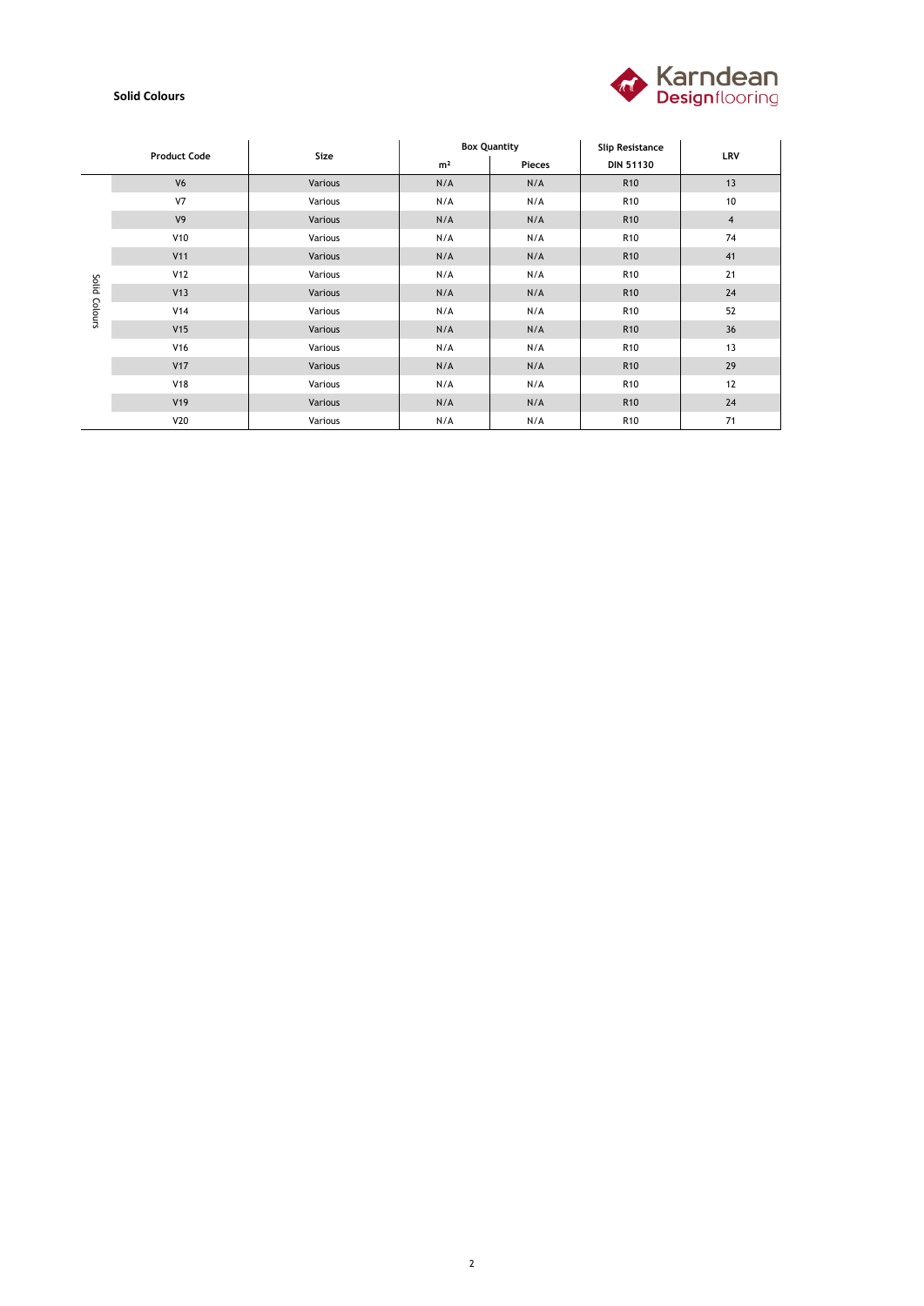**Solid Colours**

| | Product Code | Size | Box Quantity | | Slip Resistance | LRV |
|---|---|---|---|---|---|---|
| | | | m² | Pieces | DIN 51130 | |
| Solid Colours | V6 | Various | N/A | N/A | R10 | 13 |
| | V7 | Various | N/A | N/A | R10 | 10 |
| | V9 | Various | N/A | N/A | R10 | 4 |
| | V10 | Various | N/A | N/A | R10 | 74 |
| | V11 | Various | N/A | N/A | R10 | 41 |
| | V12 | Various | N/A | N/A | R10 | 21 |
| | V13 | Various | N/A | N/A | R10 | 24 |
| | V14 | Various | N/A | N/A | R10 | 52 |
| | V15 | Various | N/A | N/A | R10 | 36 |
| | V16 | Various | N/A | N/A | R10 | 13 |
| | V17 | Various | N/A | N/A | R10 | 29 |
| | V18 | Various | N/A | N/A | R10 | 12 |
| | V19 | Various | N/A | N/A | R10 | 24 |
| | V20 | Various | N/A | N/A | R10 | 71 |